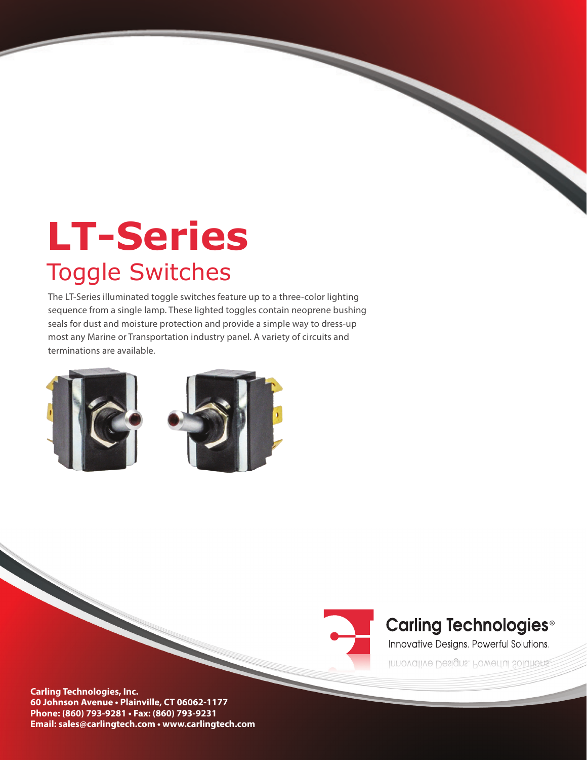# LT-Series

## Toggle Switches

The LT-Series illuminated toggle switches feature up to a three-color lighting sequence from a single lamp. These lighted toggles contain neoprene bushing seals for dust and moisture protection and provide a simple way to dress-up most any Marine or Transportation industry panel. A variety of circuits and terminations are available.

Carling Technologies®

Innovative Designs. Powerful Solutions.

**Carling Technologies, Inc.**
**60 Johnson Avenue • Plainville, CT 06062-1177**
**Phone: (860) 793-9281 • Fax: (860) 793-9231**
**Email: sales@carlingtech.com • www.carlingtech.com**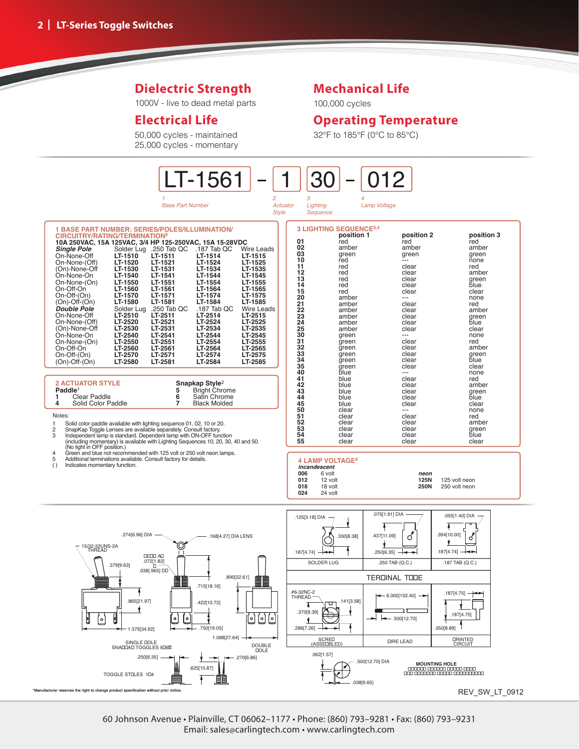## Dielectric Strength

1000V - live to dead metal parts

## Electrical Life

50,000 cycles - maintained
25,000 cycles - momentary

## Mechanical Life

100,000 cycles

## Operating Temperature

32°F to 185°F (0°C to 85°C)

| LT-1561 | - | 1 | 30 | - | 012 |
|---|---|---|---|---|---|
| 1 Base Part Number | | 2 Actuator Style | 3 Lighting Sequence | | 4 Lamp Voltage |

### 1 BASE PART NUMBER: SERIES/POLES/ILLUMINATION/CIRCUITRY/RATING/TERMINATION[5]

**10A 250VAC, 15A 125VAC, 3/4 HP 125-250VAC, 15A 15-28VDC**

| *Single Pole* | Solder Lug | .250 Tab QC | .187 Tab QC | Wire Leads |
|---|---|---|---|---|
| On-None-Off | LT-1510 | LT-1511 | LT-1514 | LT-1515 |
| On-None-(Off) | LT-1520 | LT-1521 | LT-1524 | LT-1525 |
| (On)-None-Off | LT-1530 | LT-1531 | LT-1534 | LT-1535 |
| On-None-On | LT-1540 | LT-1541 | LT-1544 | LT-1545 |
| On-None-(On) | LT-1550 | LT-1551 | LT-1554 | LT-1555 |
| On-Off-On | LT-1560 | LT-1561 | LT-1564 | LT-1565 |
| On-Off-(On) | LT-1570 | LT-1571 | LT-1574 | LT-1575 |
| (On)-Off-(On) | LT-1580 | LT-1581 | LT-1584 | LT-1585 |
| ***Double Pole*** | **Solder Lug** | **.250 Tab QC** | **.187 Tab QC** | **Wire Leads** |
| On-None-Off | LT-2510 | LT-2511 | LT-2514 | LT-2515 |
| On-None-(Off) | LT-2520 | LT-2521 | LT-2524 | LT-2525 |
| (On)-None-Off | LT-2530 | LT-2531 | LT-2534 | LT-2535 |
| On-None-On | LT-2540 | LT-2541 | LT-2544 | LT-2545 |
| On-None-(On) | LT-2550 | LT-2551 | LT-2554 | LT-2555 |
| On-Off-On | LT-2560 | LT-2561 | LT-2564 | LT-2565 |
| On-Off-(On) | LT-2570 | LT-2571 | LT-2574 | LT-2575 |
| (On)-Off-(On) | LT-2580 | LT-2581 | LT-2584 | LT-2585 |

### 2 ACTUATOR STYLE

**Paddle**[1]
- 1 Clear Paddle
- 4 Solid Color Paddle

**Snapkap Style**[2]
- 5 Bright Chrome
- 6 Satin Chrome
- 7 Black Molded

Notes:
1. Solid color paddle available with lighting sequence 01, 02, 10 or 20.
2. SnapKap Toggle Lenses are available separately. Consult factory.
3. Independent lamp is standard. Dependent lamp with ON-OFF function (including momentary) is available with Lighting Sequences 10, 20, 30, 40 and 50. (No light in OFF position.)
4. Green and blue not recommended with 125 volt or 250 volt neon lamps.
5. Additional terminations available. Consult factory for details.

( ) Indicates momentary function.

### 3 LIGHTING SEQUENCE[3,4]

| | position 1 | position 2 | position 3 |
|---|---|---|---|
| 01 | red | red | red |
| 02 | amber | amber | amber |
| 03 | green | green | green |
| 10 | red | --- | none |
| 11 | red | clear | red |
| 12 | red | clear | amber |
| 13 | red | clear | green |
| 14 | red | clear | blue |
| 15 | red | clear | clear |
| 20 | amber | --- | none |
| 21 | amber | clear | red |
| 22 | amber | clear | amber |
| 23 | amber | clear | green |
| 24 | amber | clear | blue |
| 25 | amber | clear | clear |
| 30 | green | --- | none |
| 31 | green | clear | red |
| 32 | green | clear | amber |
| 33 | green | clear | green |
| 34 | green | clear | blue |
| 35 | green | clear | clear |
| 40 | blue | --- | none |
| 41 | blue | clear | red |
| 42 | blue | clear | amber |
| 43 | blue | clear | green |
| 44 | blue | clear | blue |
| 45 | blue | clear | clear |
| 50 | clear | --- | none |
| 51 | clear | clear | red |
| 52 | clear | clear | amber |
| 53 | clear | clear | green |
| 54 | clear | clear | blue |
| 55 | clear | clear | clear |

### 4 LAMP VOLTAGE[4]

*incandescent*
- **006** 6 volt
- **012** 12 volt
- **018** 18 volt
- **024** 24 volt

*neon*
- **125N** 125 volt neon
- **250N** 250 volt neon

.274[6.96] DIA
.168[4.27] DIA LENS
15/32-32UNS-2A THREAD
.379[9.63]
.072[1.82]
.038[.965]
.890[22.61]
.715[18.16]
.865[21.97]
.422[10.72]
1.375[34.92]
.750[19.05]
1.088[27.64]
SINGLE POLE SNAPKAP TOGGLES 5-6-7
DOUBLE POLE
.250[6.35]
.270[6.86]
.625[15.87]
TOGGLE STYLES 1-4

.125[3.18] DIA
.330[8.38]
.187[4.74]
SOLDER LUG
.075[1.91] DIA
.437[11.09]
.250[6.35]
.250 TAB (Q.C.)
.055[1.40] DIA
.394[10.00]
.187[4.74]
.187 TAB (Q.C.)

TERMINAL TYPE

#6-32NC-2 THREAD
.141[3.58]
.370[9.39]
.286[7.26]
SCREW (ASSEMBLED)
6.000[152.40]
.500[12.70]
WIRE LEAD
.187[4.75]
.187[4.75]
.350[8.89]
PRINTED CIRCUIT

.062[1.57]
.500[12.70] DIA
.038[9.65]
MOUNTING HOLE

*Manufacturer reserves the right to change product specification without prior notice.

REV_SW_LT_0912

60 Johnson Avenue • Plainville, CT 06062–1177 • Phone: (860) 793–9281 • Fax: (860) 793–9231
Email: sales@carlingtech.com • www.carlingtech.com